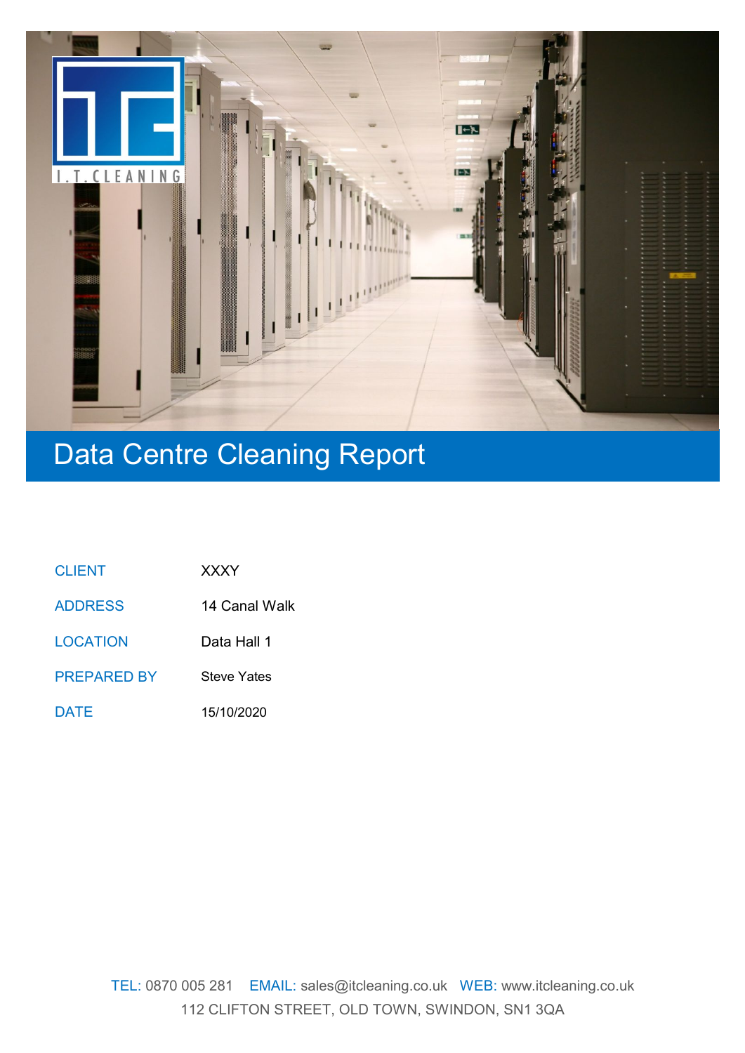# Data Centre Cleaning Report

| | |
|---|---|
| CLIENT | XXXY |
| ADDRESS | 14 Canal Walk |
| LOCATION | Data Hall 1 |
| PREPARED BY | Steve Yates |
| DATE | 15/10/2020 |

TEL: 0870 005 281 EMAIL: sales@itcleaning.co.uk WEB: www.itcleaning.co.uk
112 CLIFTON STREET, OLD TOWN, SWINDON, SN1 3QA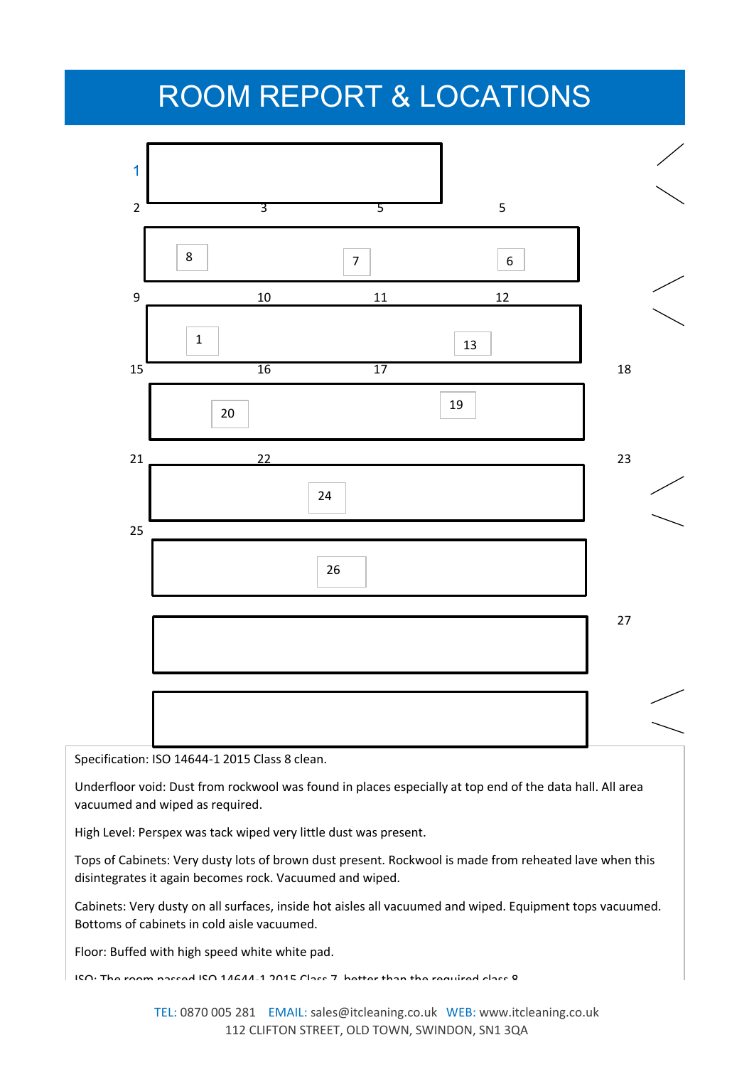# ROOM REPORT & LOCATIONS

1

2 3 5 5

8 7 6

9 10 11 12

1 13

15 16 17 18

20 19

21 22 23

24

25

26

27

Specification: ISO 14644-1 2015 Class 8 clean.

Underfloor void: Dust from rockwool was found in places especially at top end of the data hall. All area vacuumed and wiped as required.

High Level: Perspex was tack wiped very little dust was present.

Tops of Cabinets: Very dusty lots of brown dust present. Rockwool is made from reheated lave when this disintegrates it again becomes rock. Vacuumed and wiped.

Cabinets: Very dusty on all surfaces, inside hot aisles all vacuumed and wiped. Equipment tops vacuumed. Bottoms of cabinets in cold aisle vacuumed.

Floor: Buffed with high speed white white pad.

ISO: The room passed ISO 14644-1 2015 Class 7, better than the required class 8.

TEL: 0870 005 281 EMAIL: sales@itcleaning.co.uk WEB: www.itcleaning.co.uk
112 CLIFTON STREET, OLD TOWN, SWINDON, SN1 3QA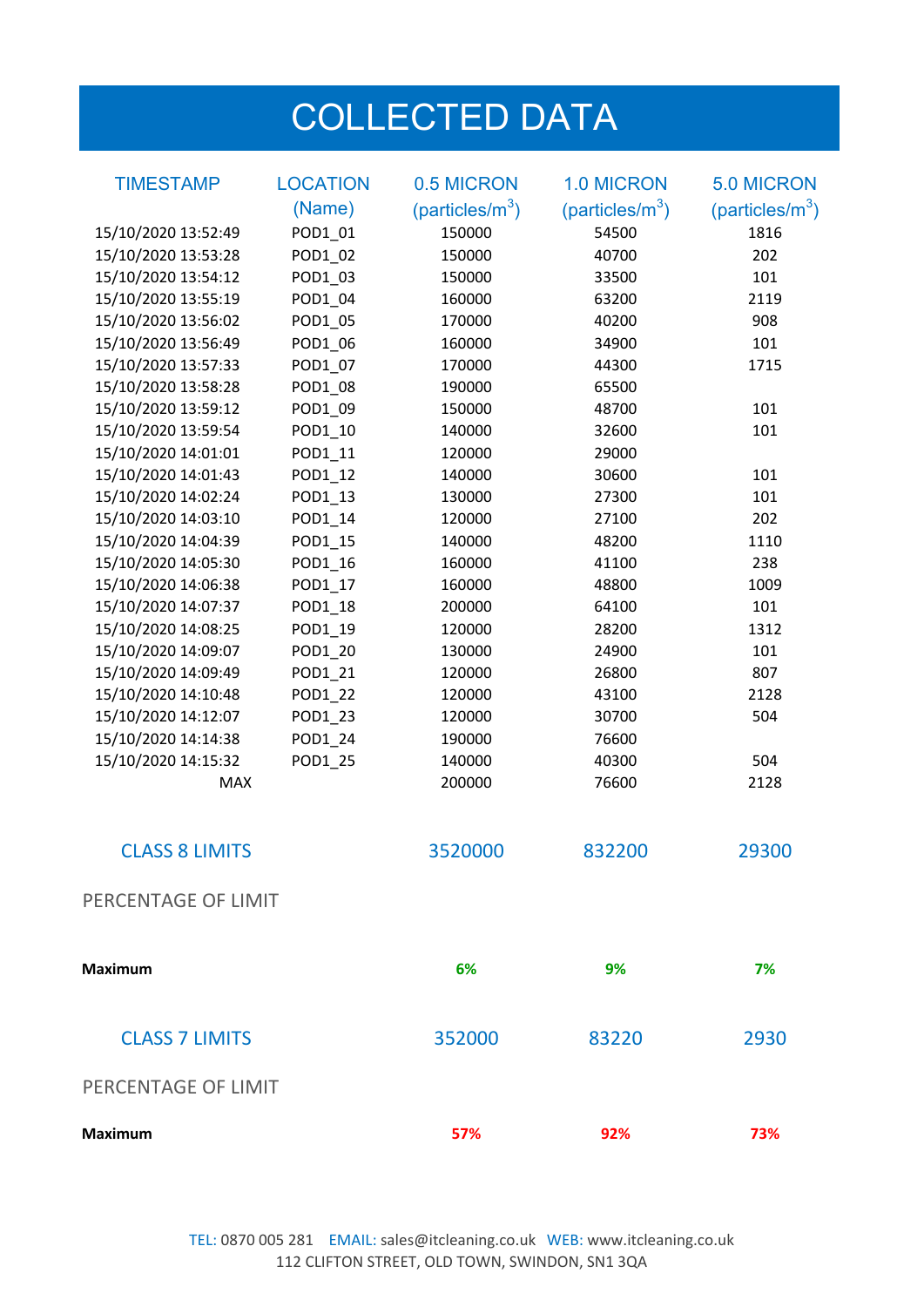# COLLECTED DATA

| TIMESTAMP | LOCATION (Name) | 0.5 MICRON (particles/m$^3$) | 1.0 MICRON (particles/m$^3$) | 5.0 MICRON (particles/m$^3$) |
|---|---|---|---|---|
| 15/10/2020 13:52:49 | POD1_01 | 150000 | 54500 | 1816 |
| 15/10/2020 13:53:28 | POD1_02 | 150000 | 40700 | 202 |
| 15/10/2020 13:54:12 | POD1_03 | 150000 | 33500 | 101 |
| 15/10/2020 13:55:19 | POD1_04 | 160000 | 63200 | 2119 |
| 15/10/2020 13:56:02 | POD1_05 | 170000 | 40200 | 908 |
| 15/10/2020 13:56:49 | POD1_06 | 160000 | 34900 | 101 |
| 15/10/2020 13:57:33 | POD1_07 | 170000 | 44300 | 1715 |
| 15/10/2020 13:58:28 | POD1_08 | 190000 | 65500 | |
| 15/10/2020 13:59:12 | POD1_09 | 150000 | 48700 | 101 |
| 15/10/2020 13:59:54 | POD1_10 | 140000 | 32600 | 101 |
| 15/10/2020 14:01:01 | POD1_11 | 120000 | 29000 | |
| 15/10/2020 14:01:43 | POD1_12 | 140000 | 30600 | 101 |
| 15/10/2020 14:02:24 | POD1_13 | 130000 | 27300 | 101 |
| 15/10/2020 14:03:10 | POD1_14 | 120000 | 27100 | 202 |
| 15/10/2020 14:04:39 | POD1_15 | 140000 | 48200 | 1110 |
| 15/10/2020 14:05:30 | POD1_16 | 160000 | 41100 | 238 |
| 15/10/2020 14:06:38 | POD1_17 | 160000 | 48800 | 1009 |
| 15/10/2020 14:07:37 | POD1_18 | 200000 | 64100 | 101 |
| 15/10/2020 14:08:25 | POD1_19 | 120000 | 28200 | 1312 |
| 15/10/2020 14:09:07 | POD1_20 | 130000 | 24900 | 101 |
| 15/10/2020 14:09:49 | POD1_21 | 120000 | 26800 | 807 |
| 15/10/2020 14:10:48 | POD1_22 | 120000 | 43100 | 2128 |
| 15/10/2020 14:12:07 | POD1_23 | 120000 | 30700 | 504 |
| 15/10/2020 14:14:38 | POD1_24 | 190000 | 76600 | |
| 15/10/2020 14:15:32 | POD1_25 | 140000 | 40300 | 504 |
| MAX | | 200000 | 76600 | 2128 |

| | 0.5 MICRON | 1.0 MICRON | 5.0 MICRON |
|---|---|---|---|
| CLASS 8 LIMITS | 3520000 | 832200 | 29300 |
| PERCENTAGE OF LIMIT | | | |
| **Maximum** | **6%** | **9%** | **7%** |

| | 0.5 MICRON | 1.0 MICRON | 5.0 MICRON |
|---|---|---|---|
| CLASS 7 LIMITS | 352000 | 83220 | 2930 |
| PERCENTAGE OF LIMIT | | | |
| **Maximum** | **57%** | **92%** | **73%** |

TEL: 0870 005 281 EMAIL: sales@itcleaning.co.uk WEB: www.itcleaning.co.uk
112 CLIFTON STREET, OLD TOWN, SWINDON, SN1 3QA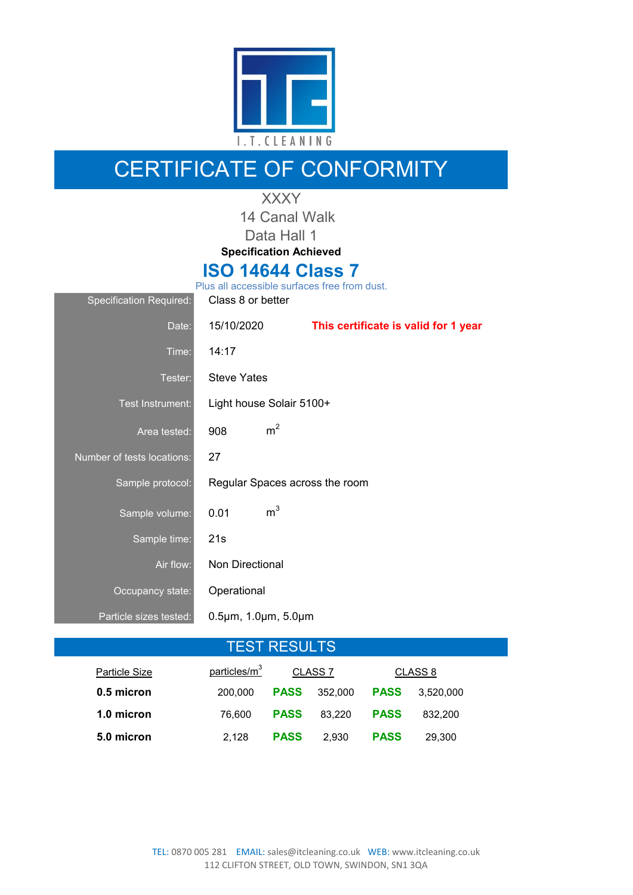I.T.CLEANING

# CERTIFICATE OF CONFORMITY

XXXY

14 Canal Walk

Data Hall 1

**Specification Achieved**

## ISO 14644 Class 7

Plus all accessible surfaces free from dust.

| | |
|---|---|
| Specification Required: | Class 8 or better |
| Date: | 15/10/2020 **This certificate is valid for 1 year** |
| Time: | 14:17 |
| Tester: | Steve Yates |
| Test Instrument: | Light house Solair 5100+ |
| Area tested: | 908 $m^2$ |
| Number of tests locations: | 27 |
| Sample protocol: | Regular Spaces across the room |
| Sample volume: | 0.01 $m^3$ |
| Sample time: | 21s |
| Air flow: | Non Directional |
| Occupancy state: | Operational |
| Particle sizes tested: | 0.5µm, 1.0µm, 5.0µm |

## TEST RESULTS

| Particle Size | particles/$m^3$ | | CLASS 7 | | CLASS 8 |
|---|---|---|---|---|---|
| **0.5 micron** | 200,000 | **PASS** | 352,000 | **PASS** | 3,520,000 |
| **1.0 micron** | 76,600 | **PASS** | 83,220 | **PASS** | 832,200 |
| **5.0 micron** | 2,128 | **PASS** | 2,930 | **PASS** | 29,300 |

TEL: 0870 005 281 EMAIL: sales@itcleaning.co.uk WEB: www.itcleaning.co.uk
112 CLIFTON STREET, OLD TOWN, SWINDON, SN1 3QA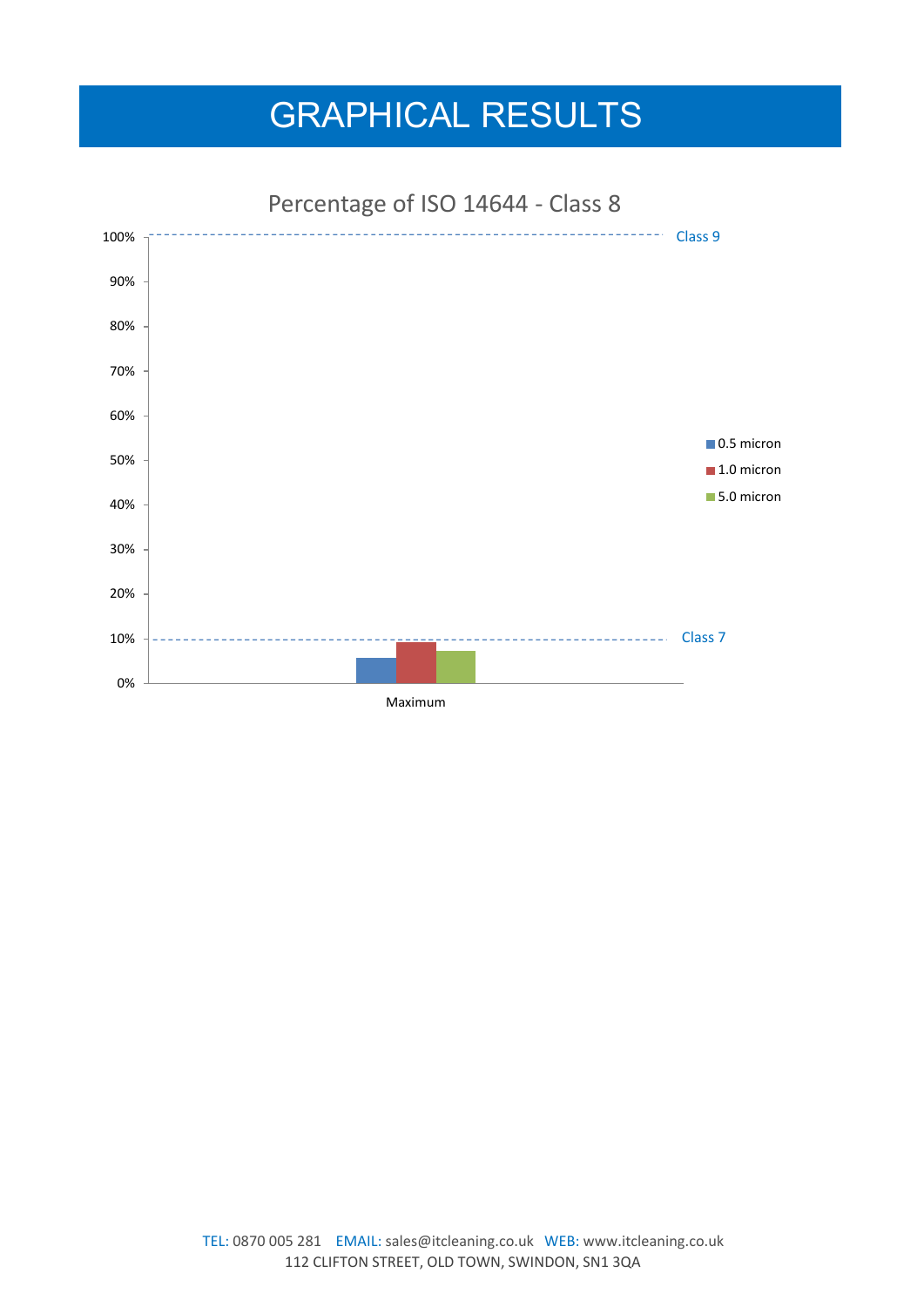# GRAPHICAL RESULTS

Percentage of ISO 14644 - Class 8

100% — Class 9

10% — Class 7

Legend: 0.5 micron, 1.0 micron, 5.0 micron

Maximum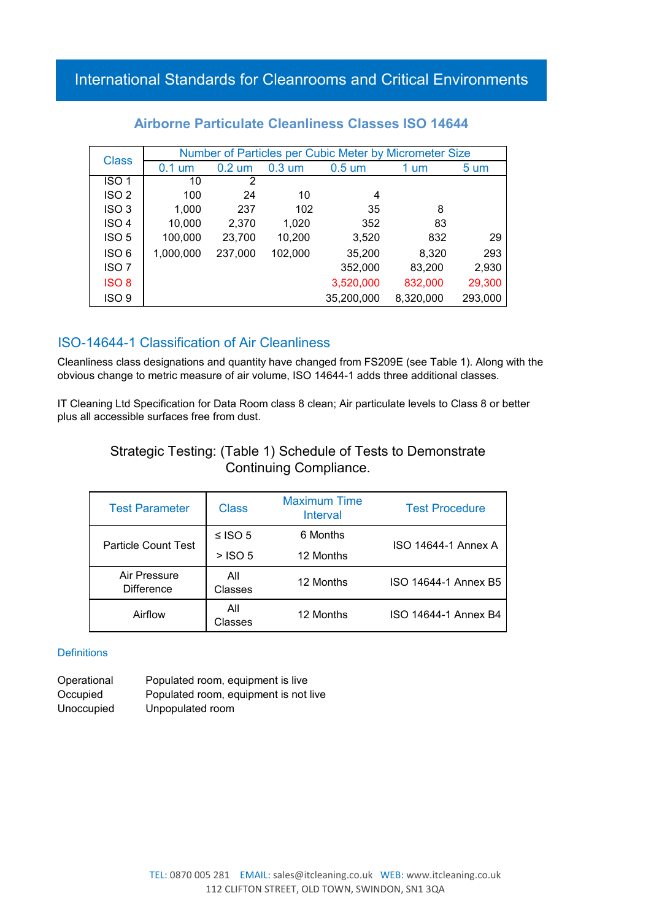# International Standards for Cleanrooms and Critical Environments

## Airborne Particulate Cleanliness Classes ISO 14644

| Class | Number of Particles per Cubic Meter by Micrometer Size | | | | | |
|---|---|---|---|---|---|---|
| | 0.1 um | 0.2 um | 0.3 um | 0.5 um | 1 um | 5 um |
| ISO 1 | 10 | 2 | | | | |
| ISO 2 | 100 | 24 | 10 | 4 | | |
| ISO 3 | 1,000 | 237 | 102 | 35 | 8 | |
| ISO 4 | 10,000 | 2,370 | 1,020 | 352 | 83 | |
| ISO 5 | 100,000 | 23,700 | 10,200 | 3,520 | 832 | 29 |
| ISO 6 | 1,000,000 | 237,000 | 102,000 | 35,200 | 8,320 | 293 |
| ISO 7 | | | | 352,000 | 83,200 | 2,930 |
| ISO 8 | | | | 3,520,000 | 832,000 | 29,300 |
| ISO 9 | | | | 35,200,000 | 8,320,000 | 293,000 |

## ISO-14644-1 Classification of Air Cleanliness

Cleanliness class designations and quantity have changed from FS209E (see Table 1). Along with the obvious change to metric measure of air volume, ISO 14644-1 adds three additional classes.

IT Cleaning Ltd Specification for Data Room class 8 clean; Air particulate levels to Class 8 or better plus all accessible surfaces free from dust.

### Strategic Testing: (Table 1) Schedule of Tests to Demonstrate Continuing Compliance.

| Test Parameter | Class | Maximum Time Interval | Test Procedure |
|---|---|---|---|
| Particle Count Test | ≤ ISO 5 | 6 Months | ISO 14644-1 Annex A |
| | > ISO 5 | 12 Months | |
| Air Pressure Difference | All Classes | 12 Months | ISO 14644-1 Annex B5 |
| Airflow | All Classes | 12 Months | ISO 14644-1 Annex B4 |

### Definitions

| | |
|---|---|
| Operational | Populated room, equipment is live |
| Occupied | Populated room, equipment is not live |
| Unoccupied | Unpopulated room |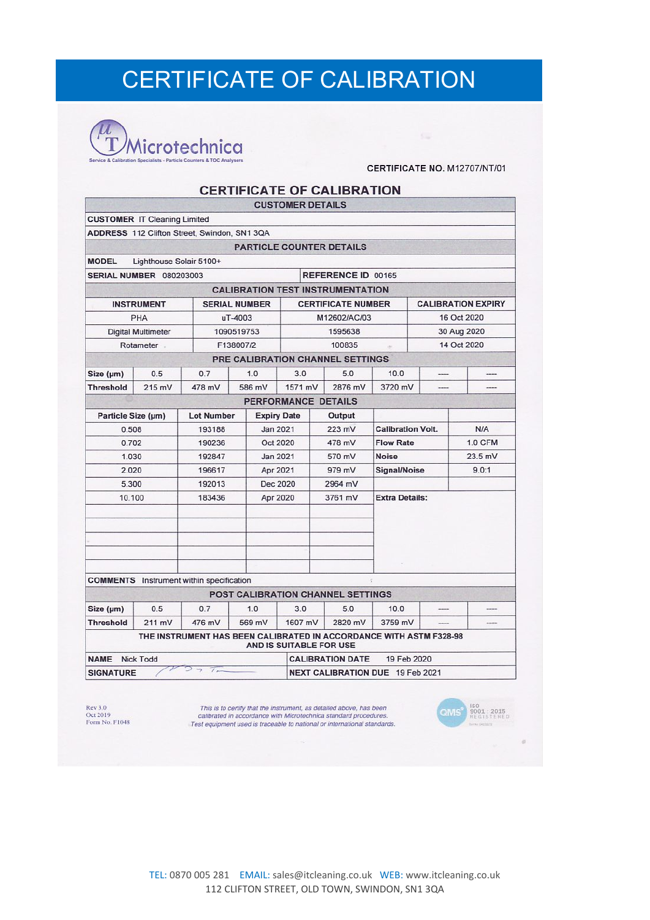# CERTIFICATE OF CALIBRATION

Microtechnica
Service & Calibration Specialists - Particle Counters & TOC Analysers

**CERTIFICATE NO.** M12707/NT/01

## CERTIFICATE OF CALIBRATION

**CUSTOMER DETAILS**

**CUSTOMER** IT Cleaning Limited

**ADDRESS** 112 Clifton Street, Swindon, SN1 3QA

**PARTICLE COUNTER DETAILS**

**MODEL** Lighthouse Solair 5100+

**SERIAL NUMBER** 080203003 | **REFERENCE ID** 00165

**CALIBRATION TEST INSTRUMENTATION**

| INSTRUMENT | SERIAL NUMBER | CERTIFICATE NUMBER | CALIBRATION EXPIRY |
|---|---|---|---|
| PHA | uT-4003 | M12602/AC/03 | 16 Oct 2020 |
| Digital Multimeter | 1090519753 | 1595638 | 30 Aug 2020 |
| Rotameter | F138007/2 | 100835 | 14 Oct 2020 |

**PRE CALIBRATION CHANNEL SETTINGS**

| | | | | | | | | |
|---|---|---|---|---|---|---|---|---|
| **Size (µm)** | 0.5 | 0.7 | 1.0 | 3.0 | 5.0 | 10.0 | ---- | ---- |
| **Threshold** | 215 mV | 478 mV | 586 mV | 1571 mV | 2876 mV | 3720 mV | ---- | ---- |

**PERFORMANCE DETAILS**

| Particle Size (µm) | Lot Number | Expiry Date | Output | | |
|---|---|---|---|---|---|
| 0.508 | 193188 | Jan 2021 | 223 mV | **Calibration Volt.** | N/A |
| 0.702 | 190236 | Oct 2020 | 478 mV | **Flow Rate** | 1.0 CFM |
| 1.030 | 192847 | Jan 2021 | 570 mV | **Noise** | 23.5 mV |
| 2.020 | 196617 | Apr 2021 | 979 mV | **Signal/Noise** | 9.0:1 |
| 5.300 | 192013 | Dec 2020 | 2964 mV | | |
| 10.100 | 183436 | Apr 2020 | 3751 mV | **Extra Details:** | |

**COMMENTS** Instrument within specification

**POST CALIBRATION CHANNEL SETTINGS**

| | | | | | | | | |
|---|---|---|---|---|---|---|---|---|
| **Size (µm)** | 0.5 | 0.7 | 1.0 | 3.0 | 5.0 | 10.0 | ---- | ---- |
| **Threshold** | 211 mV | 476 mV | 569 mV | 1607 mV | 2820 mV | 3759 mV | ---- | ---- |

**THE INSTRUMENT HAS BEEN CALIBRATED IN ACCORDANCE WITH ASTM F328-98 AND IS SUITABLE FOR USE**

| | |
|---|---|
| **NAME** Nick Todd | **CALIBRATION DATE** 19 Feb 2020 |
| **SIGNATURE** | **NEXT CALIBRATION DUE** 19 Feb 2021 |

Rev 3.0
Oct 2019
Form No. F1048

*This is to certify that the instrument, as detailed above, has been calibrated in accordance with Microtechnica standard procedures. Test equipment used is traceable to national or international standards.*

QMS ISO 9001 : 2015 REGISTERED

TEL: 0870 005 281 EMAIL: sales@itcleaning.co.uk WEB: www.itcleaning.co.uk
112 CLIFTON STREET, OLD TOWN, SWINDON, SN1 3QA